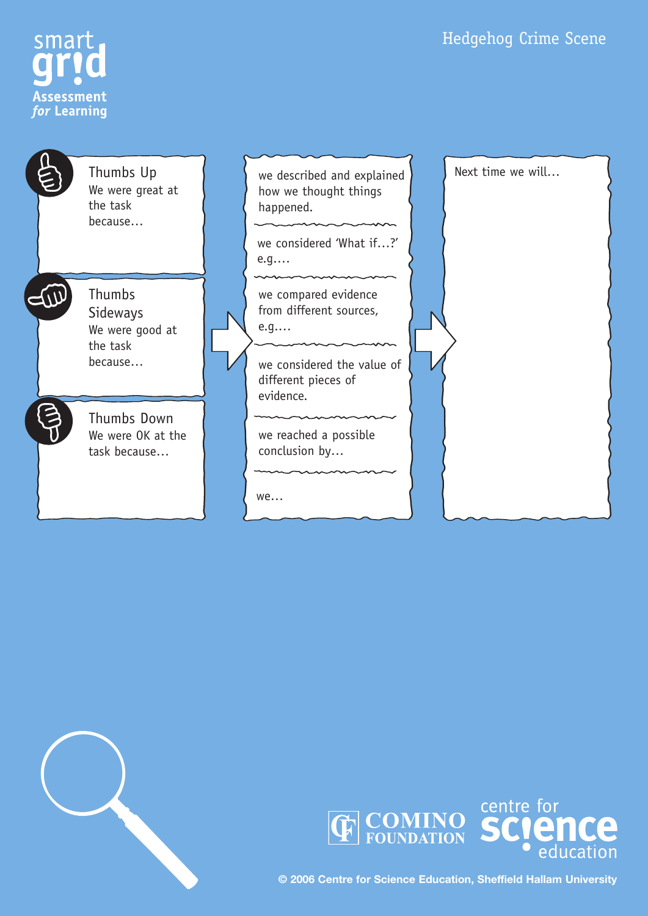smart grid

Assessment *for* Learning

# Hedgehog Crime Scene

**Thumbs Up**
We were great at the task because…

**Thumbs Sideways**
We were good at the task because…

**Thumbs Down**
We were OK at the task because…

- we described and explained how we thought things happened.
- we considered 'What if…?' e.g.…
- we compared evidence from different sources, e.g.…
- we considered the value of different pieces of evidence.
- we reached a possible conclusion by…
- we…

Next time we will…

COMINO FOUNDATION

centre for science education

© 2006 Centre for Science Education, Sheffield Hallam University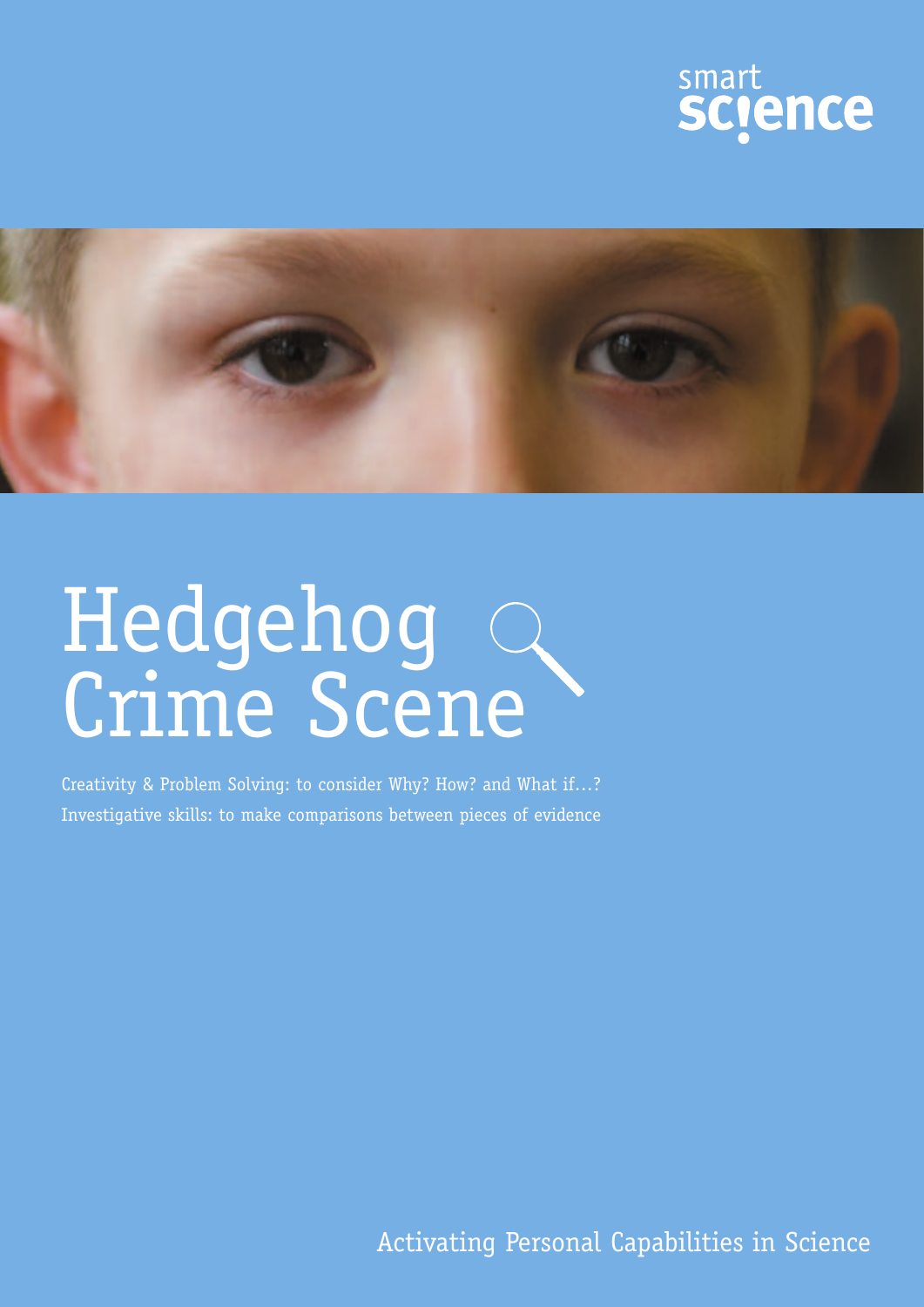smart science

# Hedgehog Crime Scene

Creativity & Problem Solving: to consider Why? How? and What if…?
Investigative skills: to make comparisons between pieces of evidence

Activating Personal Capabilities in Science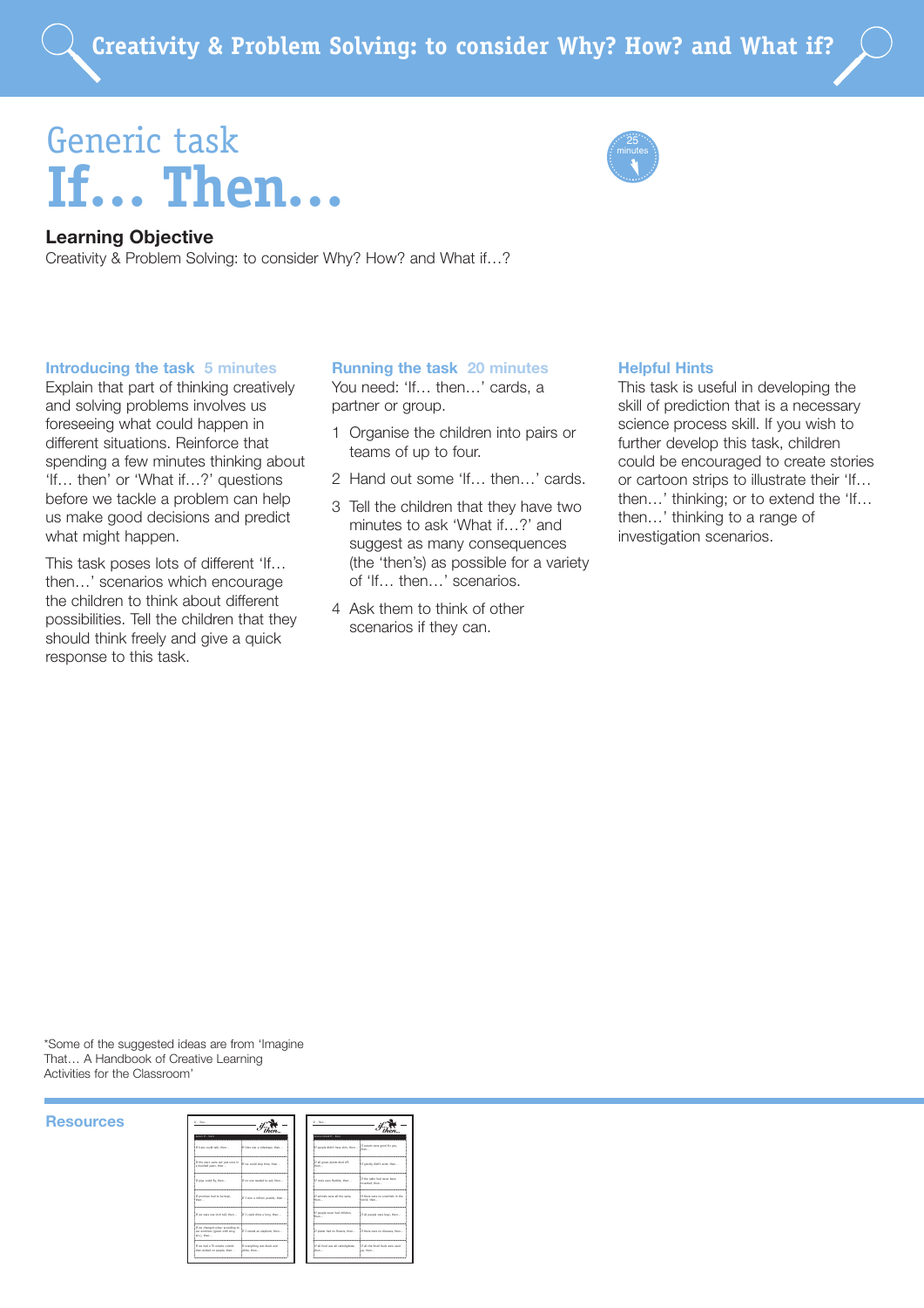# Generic task
# If… Then…

25 minutes

## Learning Objective

Creativity & Problem Solving: to consider Why? How? and What if…?

### Introducing the task 5 minutes

Explain that part of thinking creatively and solving problems involves us foreseeing what could happen in different situations. Reinforce that spending a few minutes thinking about 'If… then' or 'What if…?' questions before we tackle a problem can help us make good decisions and predict what might happen.

This task poses lots of different 'If… then…' scenarios which encourage the children to think about different possibilities. Tell the children that they should think freely and give a quick response to this task.

### Running the task 20 minutes

You need: 'If… then…' cards, a partner or group.

1. Organise the children into pairs or teams of up to four.
2. Hand out some 'If… then…' cards.
3. Tell the children that they have two minutes to ask 'What if…?' and suggest as many consequences (the 'then's) as possible for a variety of 'If… then…' scenarios.
4. Ask them to think of other scenarios if they can.

### Helpful Hints

This task is useful in developing the skill of prediction that is a necessary science process skill. If you wish to further develop this task, children could be encouraged to create stories or cartoon strips to illustrate their 'If… then…' thinking; or to extend the 'If… then…' thinking to a range of investigation scenarios.

*Some of the suggested ideas are from 'Imagine That… A Handbook of Creative Learning Activities for the Classroom'

### Resources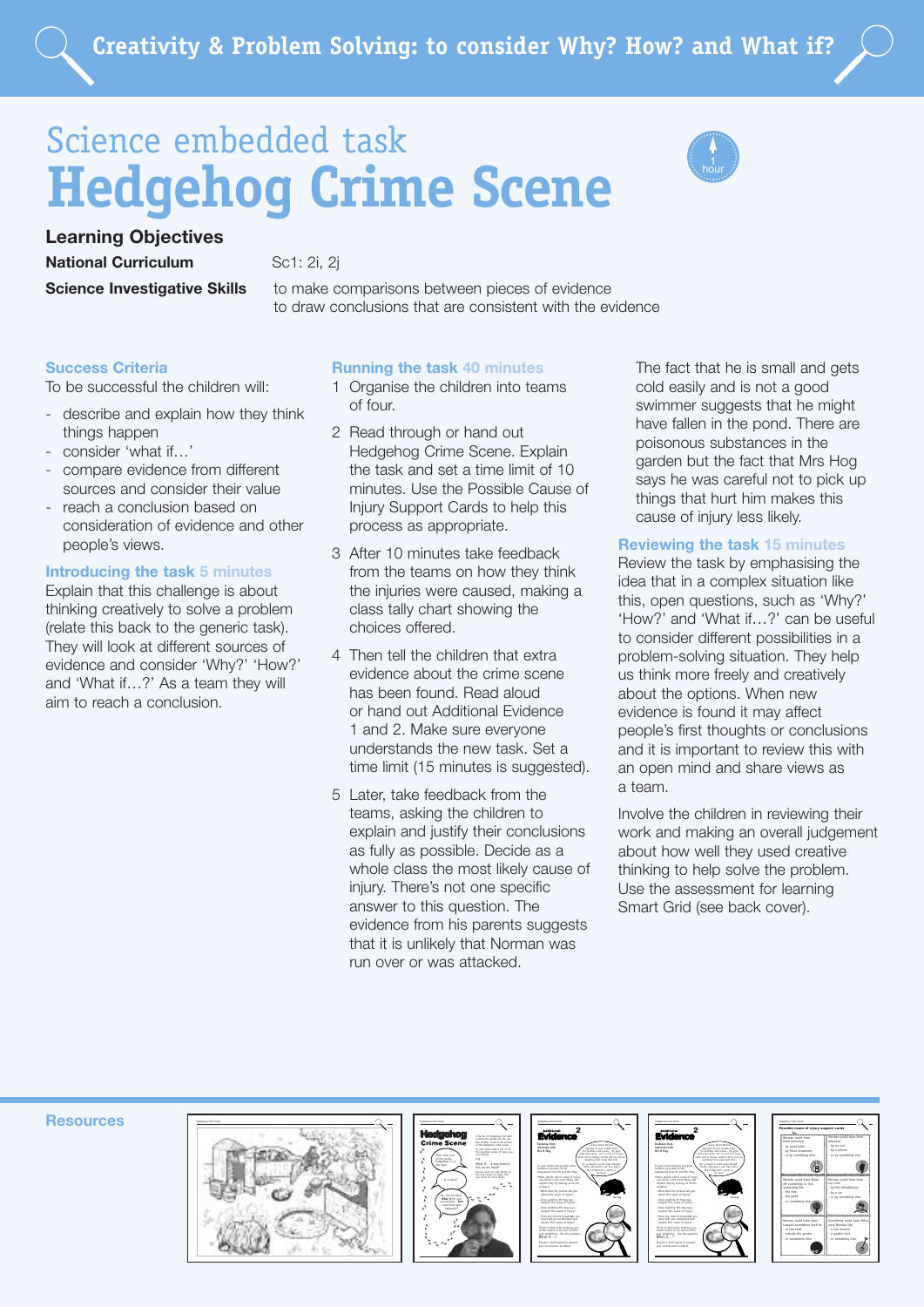# Creativity & Problem Solving: to consider Why? How? and What if?

## Science embedded task

# Hedgehog Crime Scene

1 hour

### Learning Objectives

**National Curriculum** Sc1: 2i, 2j

**Science Investigative Skills** to make comparisons between pieces of evidence
to draw conclusions that are consistent with the evidence

### Success Criteria

To be successful the children will:

- describe and explain how they think things happen
- consider 'what if…'
- compare evidence from different sources and consider their value
- reach a conclusion based on consideration of evidence and other people's views.

### Introducing the task 5 minutes

Explain that this challenge is about thinking creatively to solve a problem (relate this back to the generic task). They will look at different sources of evidence and consider 'Why?' 'How?' and 'What if…?' As a team they will aim to reach a conclusion.

### Running the task 40 minutes

1. Organise the children into teams of four.
2. Read through or hand out Hedgehog Crime Scene. Explain the task and set a time limit of 10 minutes. Use the Possible Cause of Injury Support Cards to help this process as appropriate.
3. After 10 minutes take feedback from the teams on how they think the injuries were caused, making a class tally chart showing the choices offered.
4. Then tell the children that extra evidence about the crime scene has been found. Read aloud or hand out Additional Evidence 1 and 2. Make sure everyone understands the new task. Set a time limit (15 minutes is suggested).
5. Later, take feedback from the teams, asking the children to explain and justify their conclusions as fully as possible. Decide as a whole class the most likely cause of injury. There's not one specific answer to this question. The evidence from his parents suggests that it is unlikely that Norman was run over or was attacked.

The fact that he is small and gets cold easily and is not a good swimmer suggests that he might have fallen in the pond. There are poisonous substances in the garden but the fact that Mrs Hog says he was careful not to pick up things that hurt him makes this cause of injury less likely.

### Reviewing the task 15 minutes

Review the task by emphasising the idea that in a complex situation like this, open questions, such as 'Why?' 'How?' and 'What if…?' can be useful to consider different possibilities in a problem-solving situation. They help us think more freely and creatively about the options. When new evidence is found it may affect people's first thoughts or conclusions and it is important to review this with an open mind and share views as a team.

Involve the children in reviewing their work and making an overall judgement about how well they used creative thinking to help solve the problem. Use the assessment for learning Smart Grid (see back cover).

**Resources**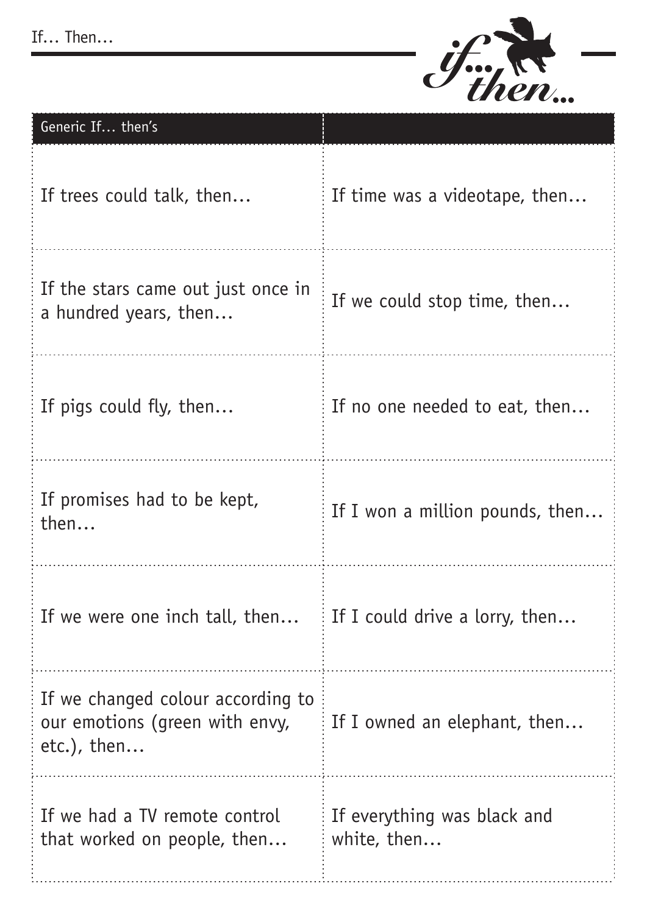| Generic If… then's | |
|---|---|
| If trees could talk, then… | If time was a videotape, then… |
| If the stars came out just once in a hundred years, then… | If we could stop time, then… |
| If pigs could fly, then… | If no one needed to eat, then… |
| If promises had to be kept, then… | If I won a million pounds, then… |
| If we were one inch tall, then… | If I could drive a lorry, then… |
| If we changed colour according to our emotions (green with envy, etc.), then… | If I owned an elephant, then… |
| If we had a TV remote control that worked on people, then… | If everything was black and white, then… |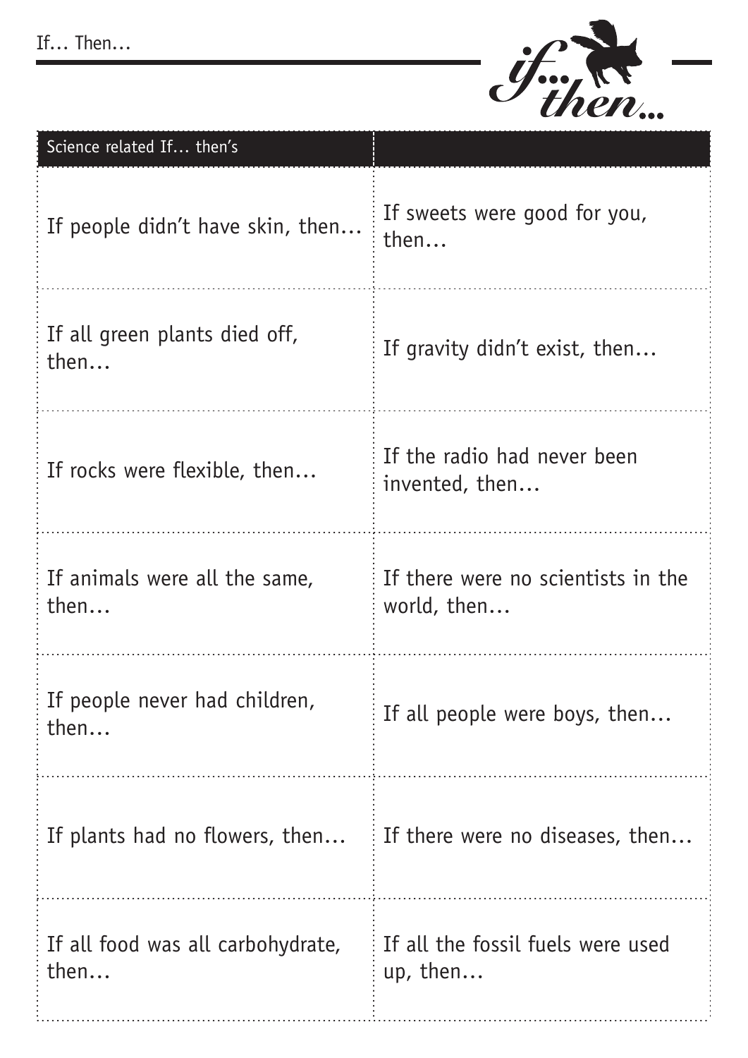| Science related If… then's | |
|---|---|
| If people didn't have skin, then… | If sweets were good for you, then… |
| If all green plants died off, then… | If gravity didn't exist, then… |
| If rocks were flexible, then… | If the radio had never been invented, then… |
| If animals were all the same, then… | If there were no scientists in the world, then… |
| If people never had children, then… | If all people were boys, then… |
| If plants had no flowers, then… | If there were no diseases, then… |
| If all food was all carbohydrate, then… | If all the fossil fuels were used up, then… |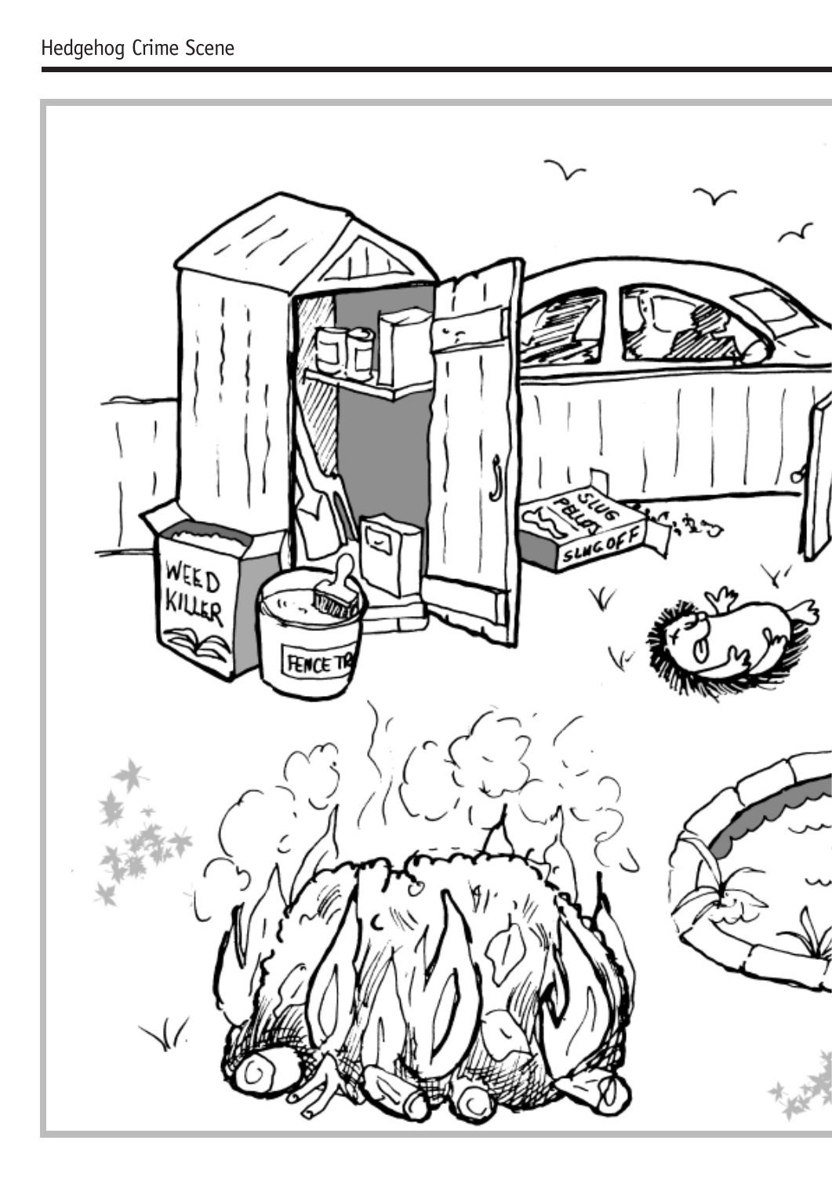# Hedgehog Crime Scene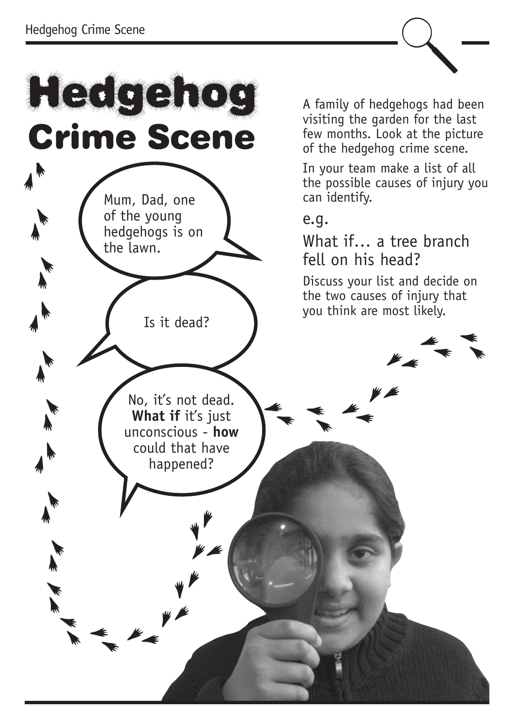# Hedgehog Crime Scene

Mum, Dad, one of the young hedgehogs is on the lawn.

Is it dead?

No, it's not dead. **What if** it's just unconscious - **how** could that have happened?

A family of hedgehogs had been visiting the garden for the last few months. Look at the picture of the hedgehog crime scene.

In your team make a list of all the possible causes of injury you can identify.

e.g.

What if... a tree branch fell on his head?

Discuss your list and decide on the two causes of injury that you think are most likely.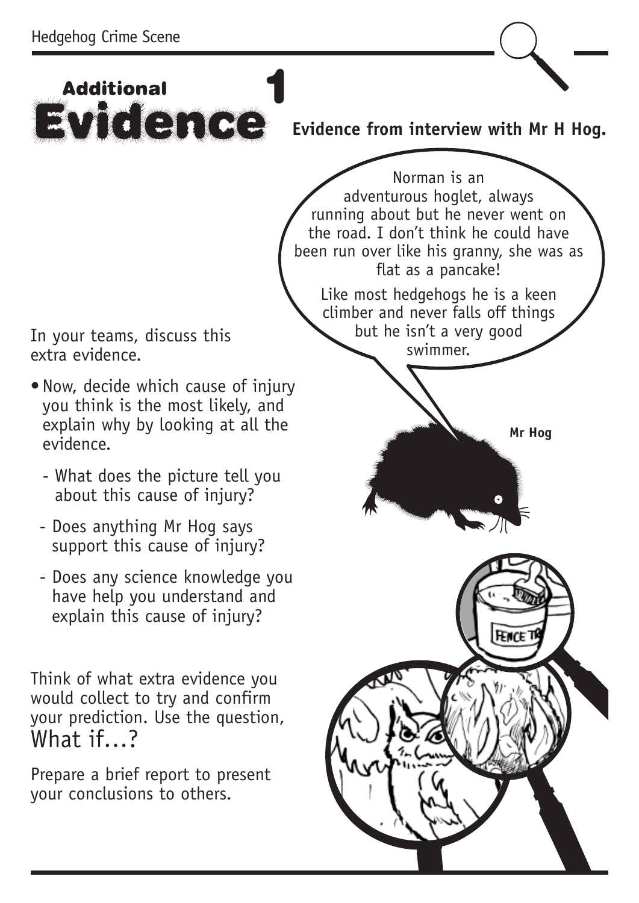# Additional Evidence 1

**Evidence from interview with Mr H Hog.**

Norman is an adventurous hoglet, always running about but he never went on the road. I don't think he could have been run over like his granny, she was as flat as a pancake!

Like most hedgehogs he is a keen climber and never falls off things but he isn't a very good swimmer.

**Mr Hog**

In your teams, discuss this extra evidence.

- Now, decide which cause of injury you think is the most likely, and explain why by looking at all the evidence.
  - What does the picture tell you about this cause of injury?
  - Does anything Mr Hog says support this cause of injury?
  - Does any science knowledge you have help you understand and explain this cause of injury?

Think of what extra evidence you would collect to try and confirm your prediction. Use the question, What if...?

Prepare a brief report to present your conclusions to others.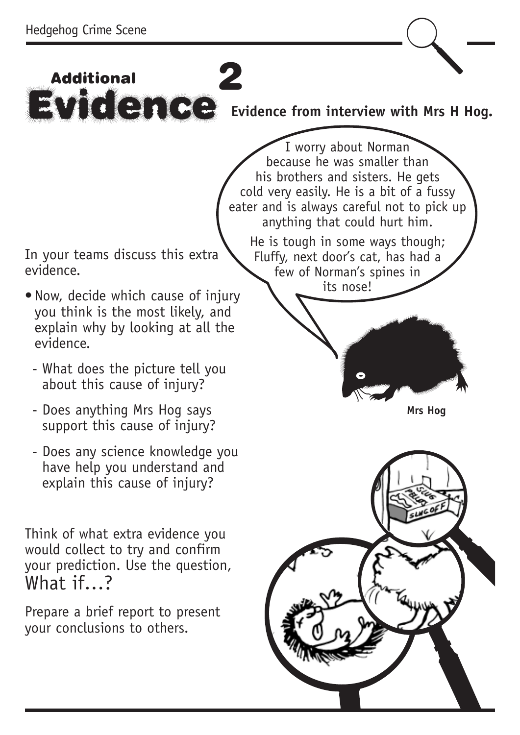# Additional Evidence 2

**Evidence from interview with Mrs H Hog.**

I worry about Norman because he was smaller than his brothers and sisters. He gets cold very easily. He is a bit of a fussy eater and is always careful not to pick up anything that could hurt him.

He is tough in some ways though; Fluffy, next door's cat, has had a few of Norman's spines in its nose!

**Mrs Hog**

In your teams discuss this extra evidence.

- Now, decide which cause of injury you think is the most likely, and explain why by looking at all the evidence.
  - What does the picture tell you about this cause of injury?
  - Does anything Mrs Hog says support this cause of injury?
  - Does any science knowledge you have help you understand and explain this cause of injury?

Think of what extra evidence you would collect to try and confirm your prediction. Use the question, What if…?

Prepare a brief report to present your conclusions to others.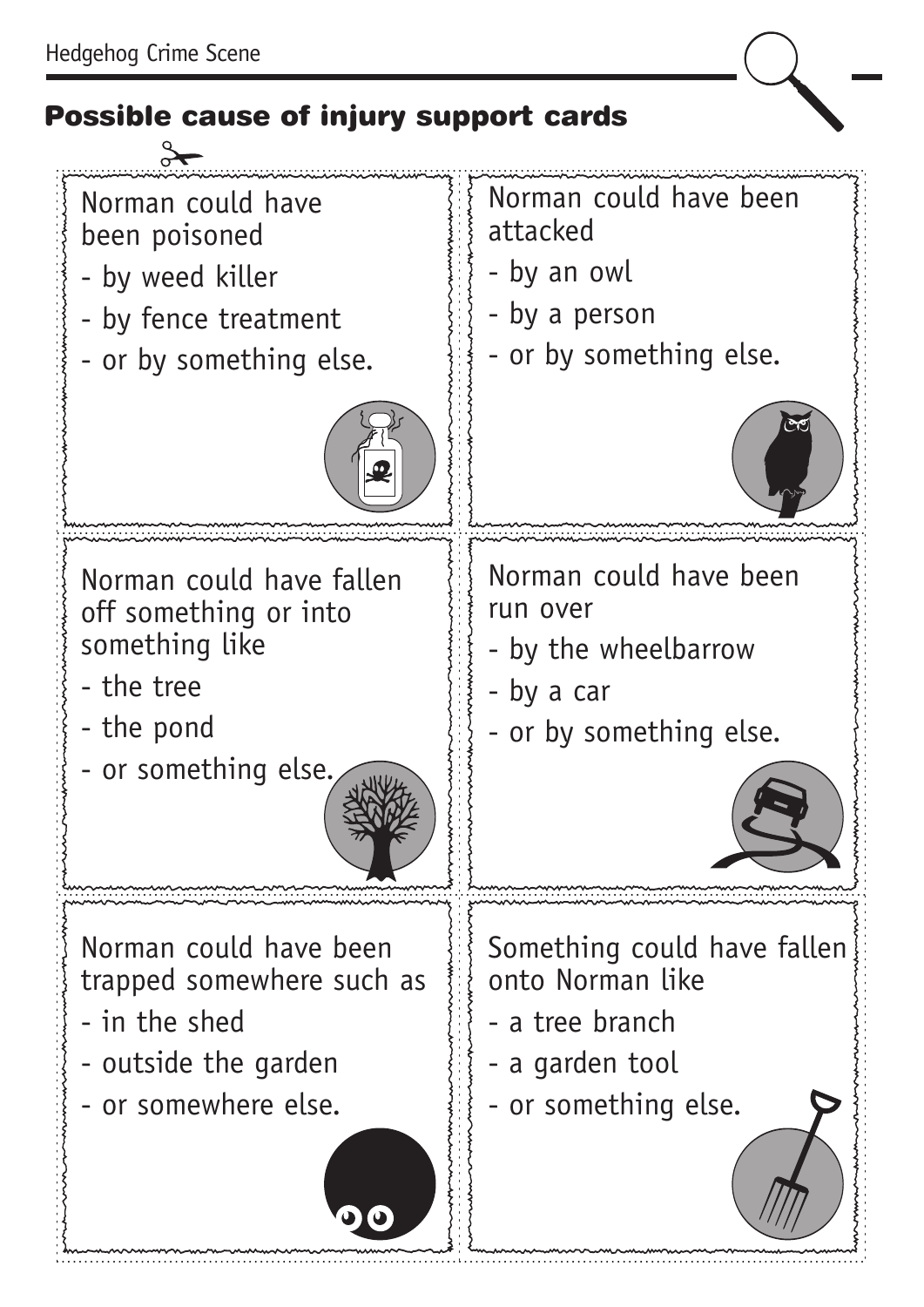## Possible cause of injury support cards

Norman could have been poisoned

- by weed killer
- by fence treatment
- or by something else.

Norman could have been attacked

- by an owl
- by a person
- or by something else.

Norman could have fallen off something or into something like

- the tree
- the pond
- or something else.

Norman could have been run over

- by the wheelbarrow
- by a car
- or by something else.

Norman could have been trapped somewhere such as

- in the shed
- outside the garden
- or somewhere else.

Something could have fallen onto Norman like

- a tree branch
- a garden tool
- or something else.